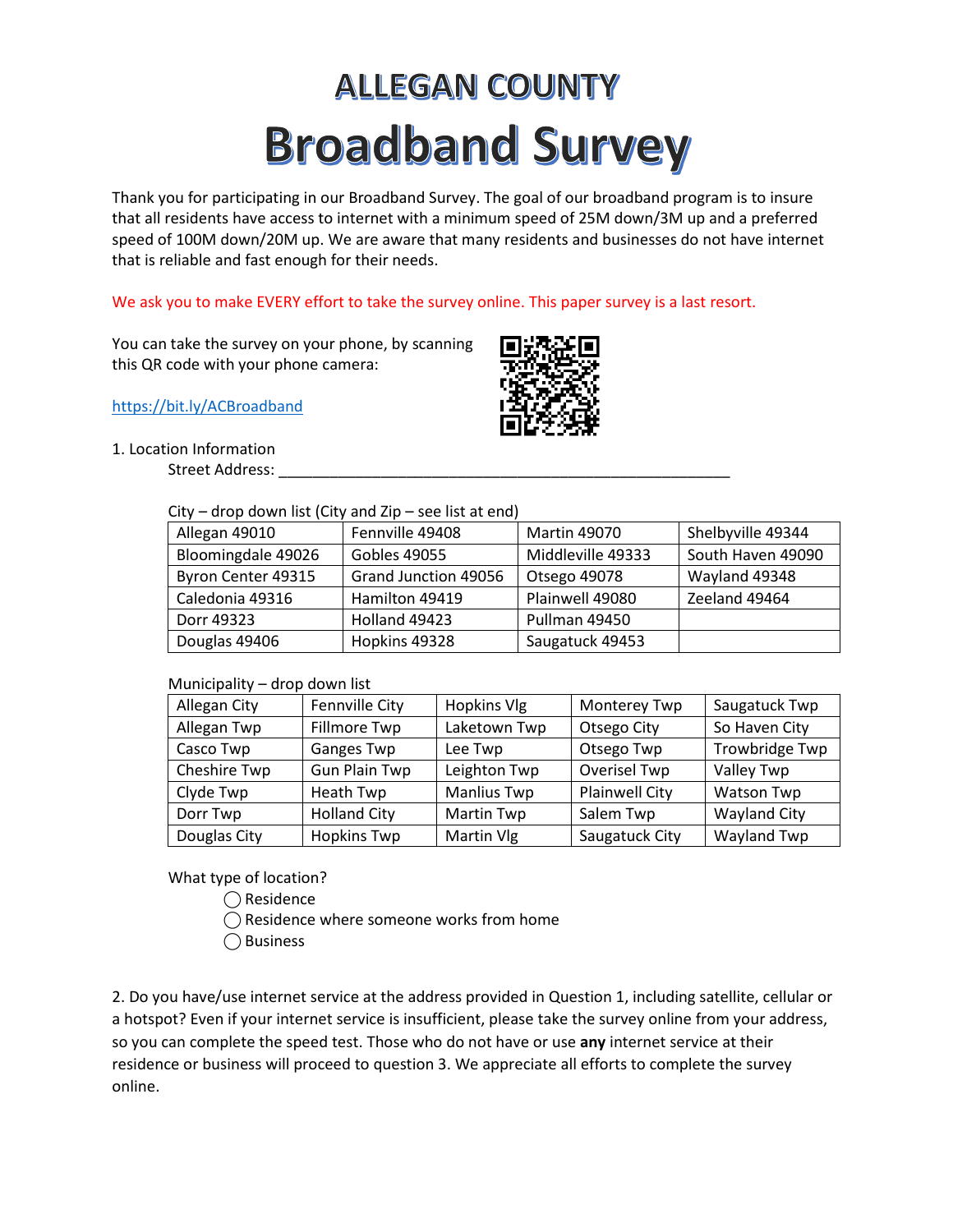# ALLEGAN COUNTY

# Broadband Survey

Thank you for participating in our Broadband Survey. The goal of our broadband program is to insure that all residents have access to internet with a minimum speed of 25M down/3M up and a preferred speed of 100M down/20M up. We are aware that many residents and businesses do not have internet that is reliable and fast enough for their needs.

We ask you to make EVERY effort to take the survey online. This paper survey is a last resort.

You can take the survey on your phone, by scanning this QR code with your phone camera:

https://bit.ly/ACBroadband

1. Location Information

Street Address: _______________________________________________________

City – drop down list (City and Zip – see list at end)

| Allegan 49010 | Fennville 49408 | Martin 49070 | Shelbyville 49344 |
|---|---|---|---|
| Bloomingdale 49026 | Gobles 49055 | Middleville 49333 | South Haven 49090 |
| Byron Center 49315 | Grand Junction 49056 | Otsego 49078 | Wayland 49348 |
| Caledonia 49316 | Hamilton 49419 | Plainwell 49080 | Zeeland 49464 |
| Dorr 49323 | Holland 49423 | Pullman 49450 | |
| Douglas 49406 | Hopkins 49328 | Saugatuck 49453 | |

Municipality – drop down list

| Allegan City | Fennville City | Hopkins Vlg | Monterey Twp | Saugatuck Twp |
|---|---|---|---|---|
| Allegan Twp | Fillmore Twp | Laketown Twp | Otsego City | So Haven City |
| Casco Twp | Ganges Twp | Lee Twp | Otsego Twp | Trowbridge Twp |
| Cheshire Twp | Gun Plain Twp | Leighton Twp | Overisel Twp | Valley Twp |
| Clyde Twp | Heath Twp | Manlius Twp | Plainwell City | Watson Twp |
| Dorr Twp | Holland City | Martin Twp | Salem Twp | Wayland City |
| Douglas City | Hopkins Twp | Martin Vlg | Saugatuck City | Wayland Twp |

What type of location?

- ◯ Residence
- ◯ Residence where someone works from home
- ◯ Business

2. Do you have/use internet service at the address provided in Question 1, including satellite, cellular or a hotspot? Even if your internet service is insufficient, please take the survey online from your address, so you can complete the speed test. Those who do not have or use **any** internet service at their residence or business will proceed to question 3. We appreciate all efforts to complete the survey online.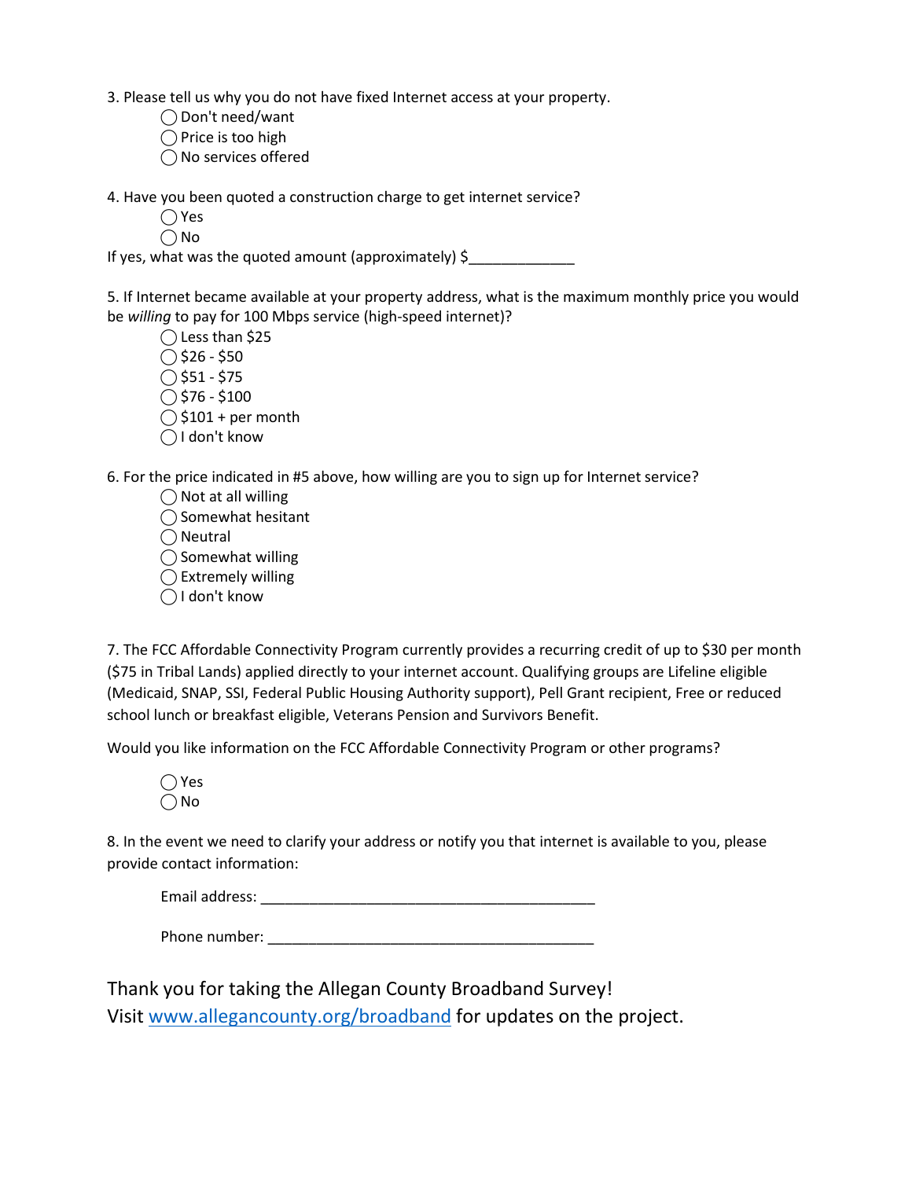3. Please tell us why you do not have fixed Internet access at your property.

- ◯ Don't need/want
- ◯ Price is too high
- ◯ No services offered

4. Have you been quoted a construction charge to get internet service?

- ◯ Yes
- ◯ No

If yes, what was the quoted amount (approximately) $_____________

5. If Internet became available at your property address, what is the maximum monthly price you would be *willing* to pay for 100 Mbps service (high-speed internet)?

- ◯ Less than $25
- ◯ $26 - $50
- ◯ $51 - $75
- ◯ $76 - $100
- ◯ $101 + per month
- ◯ I don't know

6. For the price indicated in #5 above, how willing are you to sign up for Internet service?

- ◯ Not at all willing
- ◯ Somewhat hesitant
- ◯ Neutral
- ◯ Somewhat willing
- ◯ Extremely willing
- ◯ I don't know

7. The FCC Affordable Connectivity Program currently provides a recurring credit of up to $30 per month ($75 in Tribal Lands) applied directly to your internet account. Qualifying groups are Lifeline eligible (Medicaid, SNAP, SSI, Federal Public Housing Authority support), Pell Grant recipient, Free or reduced school lunch or breakfast eligible, Veterans Pension and Survivors Benefit.

Would you like information on the FCC Affordable Connectivity Program or other programs?

- ◯ Yes
- ◯ No

8. In the event we need to clarify your address or notify you that internet is available to you, please provide contact information:

Email address: __________________________________________

Phone number: _________________________________________

Thank you for taking the Allegan County Broadband Survey!
Visit www.allegancounty.org/broadband for updates on the project.